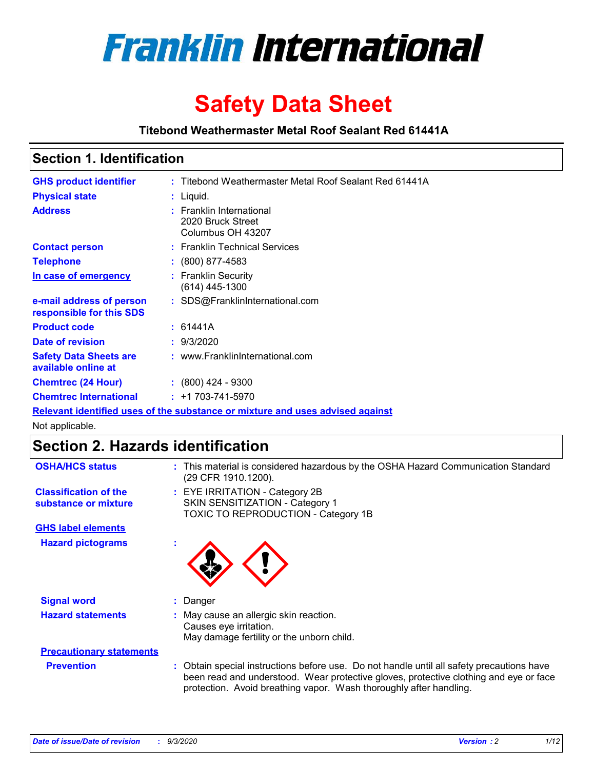# Franklin International

# Safety Data Sheet

**Titebond Weathermaster Metal Roof Sealant Red 61441A**

## Section 1. Identification

| | | |
|---|---|---|
| **GHS product identifier** | : | Titebond Weathermaster Metal Roof Sealant Red 61441A |
| **Physical state** | : | Liquid. |
| **Address** | : | Franklin International<br>2020 Bruck Street<br>Columbus OH 43207 |
| **Contact person** | : | Franklin Technical Services |
| **Telephone** | : | (800) 877-4583 |
| **In case of emergency** | : | Franklin Security<br>(614) 445-1300 |
| **e-mail address of person responsible for this SDS** | : | SDS@FranklinInternational.com |
| **Product code** | : | 61441A |
| **Date of revision** | : | 9/3/2020 |
| **Safety Data Sheets are available online at** | : | www.FranklinInternational.com |
| **Chemtrec (24 Hour)** | : | (800) 424 - 9300 |
| **Chemtrec International** | : | +1 703-741-5970 |

**Relevant identified uses of the substance or mixture and uses advised against**

Not applicable.

## Section 2. Hazards identification

| | | |
|---|---|---|
| **OSHA/HCS status** | : | This material is considered hazardous by the OSHA Hazard Communication Standard (29 CFR 1910.1200). |
| **Classification of the substance or mixture** | : | EYE IRRITATION - Category 2B<br>SKIN SENSITIZATION - Category 1<br>TOXIC TO REPRODUCTION - Category 1B |

**GHS label elements**

| | | |
|---|---|---|
| **Hazard pictograms** | : | |
| **Signal word** | : | Danger |
| **Hazard statements** | : | May cause an allergic skin reaction.<br>Causes eye irritation.<br>May damage fertility or the unborn child. |

**Precautionary statements**

| | | |
|---|---|---|
| **Prevention** | : | Obtain special instructions before use. Do not handle until all safety precautions have been read and understood. Wear protective gloves, protective clothing and eye or face protection. Avoid breathing vapor. Wash thoroughly after handling. |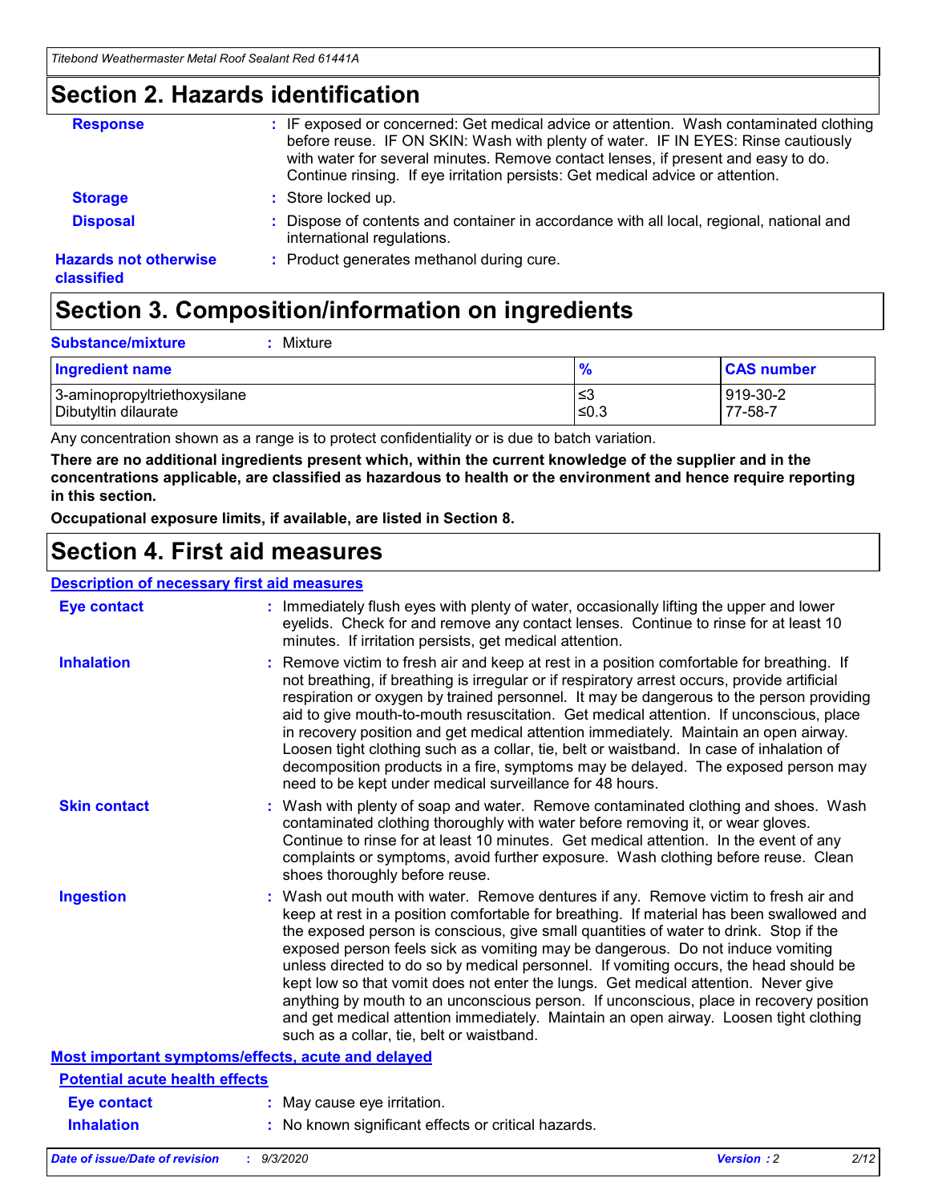# Section 2. Hazards identification

**Response** : IF exposed or concerned: Get medical advice or attention. Wash contaminated clothing before reuse. IF ON SKIN: Wash with plenty of water. IF IN EYES: Rinse cautiously with water for several minutes. Remove contact lenses, if present and easy to do. Continue rinsing. If eye irritation persists: Get medical advice or attention.

**Storage** : Store locked up.

**Disposal** : Dispose of contents and container in accordance with all local, regional, national and international regulations.

**Hazards not otherwise classified** : Product generates methanol during cure.

# Section 3. Composition/information on ingredients

**Substance/mixture** : Mixture

| Ingredient name | % | CAS number |
|---|---|---|
| 3-aminopropyltriethoxysilane | ≤3 | 919-30-2 |
| Dibutyltin dilaurate | ≤0.3 | 77-58-7 |

Any concentration shown as a range is to protect confidentiality or is due to batch variation.

**There are no additional ingredients present which, within the current knowledge of the supplier and in the concentrations applicable, are classified as hazardous to health or the environment and hence require reporting in this section.**

**Occupational exposure limits, if available, are listed in Section 8.**

# Section 4. First aid measures

## Description of necessary first aid measures

**Eye contact** : Immediately flush eyes with plenty of water, occasionally lifting the upper and lower eyelids. Check for and remove any contact lenses. Continue to rinse for at least 10 minutes. If irritation persists, get medical attention.

**Inhalation** : Remove victim to fresh air and keep at rest in a position comfortable for breathing. If not breathing, if breathing is irregular or if respiratory arrest occurs, provide artificial respiration or oxygen by trained personnel. It may be dangerous to the person providing aid to give mouth-to-mouth resuscitation. Get medical attention. If unconscious, place in recovery position and get medical attention immediately. Maintain an open airway. Loosen tight clothing such as a collar, tie, belt or waistband. In case of inhalation of decomposition products in a fire, symptoms may be delayed. The exposed person may need to be kept under medical surveillance for 48 hours.

**Skin contact** : Wash with plenty of soap and water. Remove contaminated clothing and shoes. Wash contaminated clothing thoroughly with water before removing it, or wear gloves. Continue to rinse for at least 10 minutes. Get medical attention. In the event of any complaints or symptoms, avoid further exposure. Wash clothing before reuse. Clean shoes thoroughly before reuse.

**Ingestion** : Wash out mouth with water. Remove dentures if any. Remove victim to fresh air and keep at rest in a position comfortable for breathing. If material has been swallowed and the exposed person is conscious, give small quantities of water to drink. Stop if the exposed person feels sick as vomiting may be dangerous. Do not induce vomiting unless directed to do so by medical personnel. If vomiting occurs, the head should be kept low so that vomit does not enter the lungs. Get medical attention. Never give anything by mouth to an unconscious person. If unconscious, place in recovery position and get medical attention immediately. Maintain an open airway. Loosen tight clothing such as a collar, tie, belt or waistband.

## Most important symptoms/effects, acute and delayed

### Potential acute health effects

**Eye contact** : May cause eye irritation.

**Inhalation** : No known significant effects or critical hazards.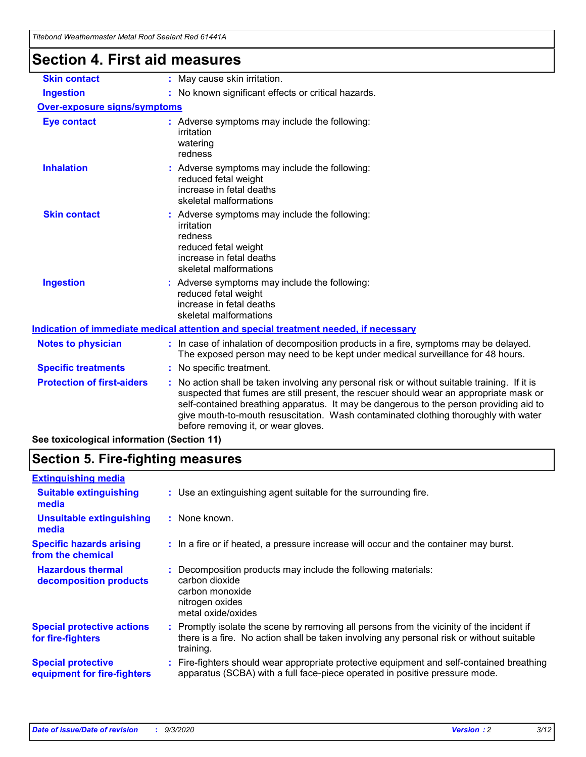# Section 4. First aid measures

| | |
|---|---|
| **Skin contact** | : May cause skin irritation. |
| **Ingestion** | : No known significant effects or critical hazards. |

**Over-exposure signs/symptoms**

| | |
|---|---|
| **Eye contact** | : Adverse symptoms may include the following:<br>irritation<br>watering<br>redness |
| **Inhalation** | : Adverse symptoms may include the following:<br>reduced fetal weight<br>increase in fetal deaths<br>skeletal malformations |
| **Skin contact** | : Adverse symptoms may include the following:<br>irritation<br>redness<br>reduced fetal weight<br>increase in fetal deaths<br>skeletal malformations |
| **Ingestion** | : Adverse symptoms may include the following:<br>reduced fetal weight<br>increase in fetal deaths<br>skeletal malformations |

**Indication of immediate medical attention and special treatment needed, if necessary**

| | |
|---|---|
| **Notes to physician** | : In case of inhalation of decomposition products in a fire, symptoms may be delayed. The exposed person may need to be kept under medical surveillance for 48 hours. |
| **Specific treatments** | : No specific treatment. |
| **Protection of first-aiders** | : No action shall be taken involving any personal risk or without suitable training. If it is suspected that fumes are still present, the rescuer should wear an appropriate mask or self-contained breathing apparatus. It may be dangerous to the person providing aid to give mouth-to-mouth resuscitation. Wash contaminated clothing thoroughly with water before removing it, or wear gloves. |

**See toxicological information (Section 11)**

# Section 5. Fire-fighting measures

**Extinguishing media**

| | |
|---|---|
| **Suitable extinguishing media** | : Use an extinguishing agent suitable for the surrounding fire. |
| **Unsuitable extinguishing media** | : None known. |
| **Specific hazards arising from the chemical** | : In a fire or if heated, a pressure increase will occur and the container may burst. |
| **Hazardous thermal decomposition products** | : Decomposition products may include the following materials:<br>carbon dioxide<br>carbon monoxide<br>nitrogen oxides<br>metal oxide/oxides |
| **Special protective actions for fire-fighters** | : Promptly isolate the scene by removing all persons from the vicinity of the incident if there is a fire. No action shall be taken involving any personal risk or without suitable training. |
| **Special protective equipment for fire-fighters** | : Fire-fighters should wear appropriate protective equipment and self-contained breathing apparatus (SCBA) with a full face-piece operated in positive pressure mode. |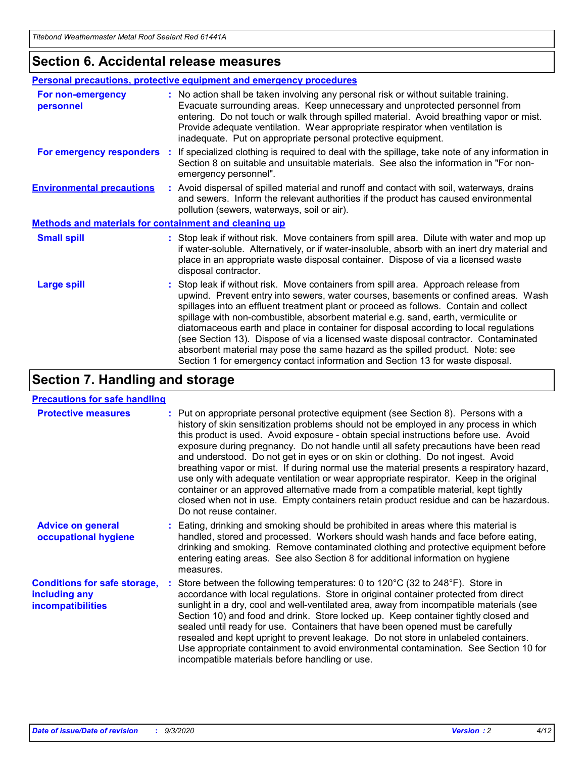## Section 6. Accidental release measures

### Personal precautions, protective equipment and emergency procedures

**For non-emergency personnel** : No action shall be taken involving any personal risk or without suitable training. Evacuate surrounding areas. Keep unnecessary and unprotected personnel from entering. Do not touch or walk through spilled material. Avoid breathing vapor or mist. Provide adequate ventilation. Wear appropriate respirator when ventilation is inadequate. Put on appropriate personal protective equipment.

**For emergency responders** : If specialized clothing is required to deal with the spillage, take note of any information in Section 8 on suitable and unsuitable materials. See also the information in "For non-emergency personnel".

**Environmental precautions** : Avoid dispersal of spilled material and runoff and contact with soil, waterways, drains and sewers. Inform the relevant authorities if the product has caused environmental pollution (sewers, waterways, soil or air).

### Methods and materials for containment and cleaning up

**Small spill** : Stop leak if without risk. Move containers from spill area. Dilute with water and mop up if water-soluble. Alternatively, or if water-insoluble, absorb with an inert dry material and place in an appropriate waste disposal container. Dispose of via a licensed waste disposal contractor.

**Large spill** : Stop leak if without risk. Move containers from spill area. Approach release from upwind. Prevent entry into sewers, water courses, basements or confined areas. Wash spillages into an effluent treatment plant or proceed as follows. Contain and collect spillage with non-combustible, absorbent material e.g. sand, earth, vermiculite or diatomaceous earth and place in container for disposal according to local regulations (see Section 13). Dispose of via a licensed waste disposal contractor. Contaminated absorbent material may pose the same hazard as the spilled product. Note: see Section 1 for emergency contact information and Section 13 for waste disposal.

## Section 7. Handling and storage

### Precautions for safe handling

**Protective measures** : Put on appropriate personal protective equipment (see Section 8). Persons with a history of skin sensitization problems should not be employed in any process in which this product is used. Avoid exposure - obtain special instructions before use. Avoid exposure during pregnancy. Do not handle until all safety precautions have been read and understood. Do not get in eyes or on skin or clothing. Do not ingest. Avoid breathing vapor or mist. If during normal use the material presents a respiratory hazard, use only with adequate ventilation or wear appropriate respirator. Keep in the original container or an approved alternative made from a compatible material, kept tightly closed when not in use. Empty containers retain product residue and can be hazardous. Do not reuse container.

**Advice on general occupational hygiene** : Eating, drinking and smoking should be prohibited in areas where this material is handled, stored and processed. Workers should wash hands and face before eating, drinking and smoking. Remove contaminated clothing and protective equipment before entering eating areas. See also Section 8 for additional information on hygiene measures.

**Conditions for safe storage, including any incompatibilities** : Store between the following temperatures: 0 to 120°C (32 to 248°F). Store in accordance with local regulations. Store in original container protected from direct sunlight in a dry, cool and well-ventilated area, away from incompatible materials (see Section 10) and food and drink. Store locked up. Keep container tightly closed and sealed until ready for use. Containers that have been opened must be carefully resealed and kept upright to prevent leakage. Do not store in unlabeled containers. Use appropriate containment to avoid environmental contamination. See Section 10 for incompatible materials before handling or use.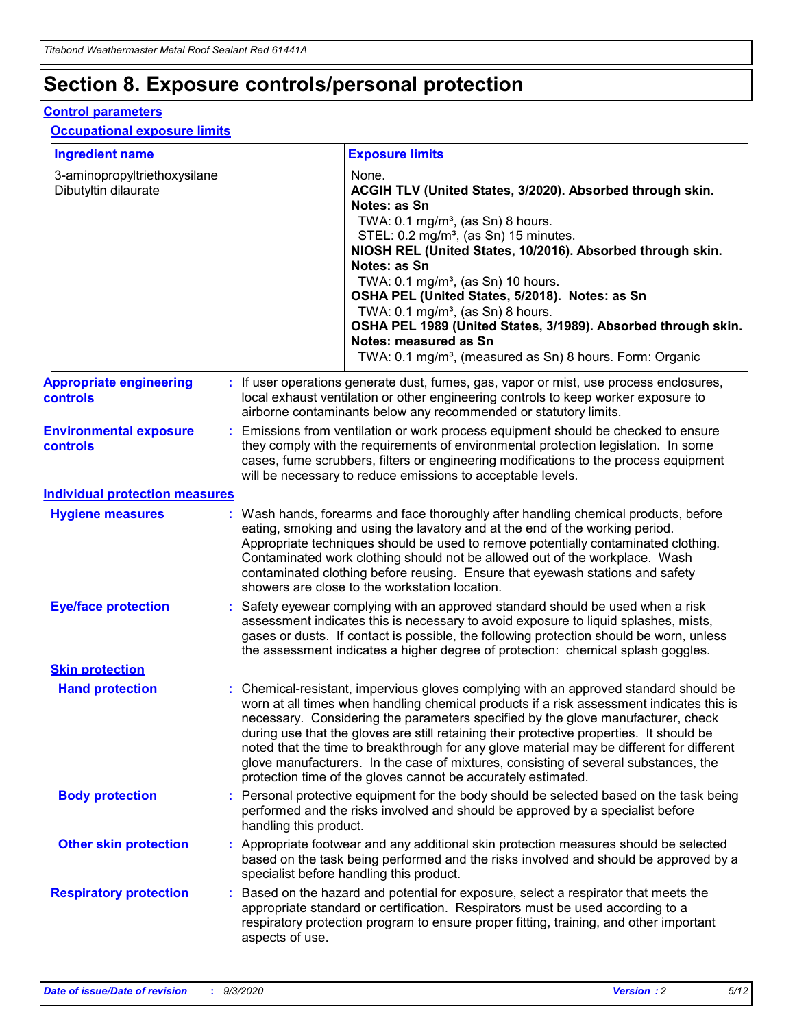# Section 8. Exposure controls/personal protection

## Control parameters

### Occupational exposure limits

| Ingredient name | Exposure limits |
|---|---|
| 3-aminopropyltriethoxysilane | None. |
| Dibutyltin dilaurate | **ACGIH TLV (United States, 3/2020). Absorbed through skin. Notes: as Sn**<br>TWA: 0.1 mg/m³, (as Sn) 8 hours.<br>STEL: 0.2 mg/m³, (as Sn) 15 minutes.<br>**NIOSH REL (United States, 10/2016). Absorbed through skin. Notes: as Sn**<br>TWA: 0.1 mg/m³, (as Sn) 10 hours.<br>**OSHA PEL (United States, 5/2018). Notes: as Sn**<br>TWA: 0.1 mg/m³, (as Sn) 8 hours.<br>**OSHA PEL 1989 (United States, 3/1989). Absorbed through skin. Notes: measured as Sn**<br>TWA: 0.1 mg/m³, (measured as Sn) 8 hours. Form: Organic |

**Appropriate engineering controls** : If user operations generate dust, fumes, gas, vapor or mist, use process enclosures, local exhaust ventilation or other engineering controls to keep worker exposure to airborne contaminants below any recommended or statutory limits.

**Environmental exposure controls** : Emissions from ventilation or work process equipment should be checked to ensure they comply with the requirements of environmental protection legislation. In some cases, fume scrubbers, filters or engineering modifications to the process equipment will be necessary to reduce emissions to acceptable levels.

## Individual protection measures

**Hygiene measures** : Wash hands, forearms and face thoroughly after handling chemical products, before eating, smoking and using the lavatory and at the end of the working period. Appropriate techniques should be used to remove potentially contaminated clothing. Contaminated work clothing should not be allowed out of the workplace. Wash contaminated clothing before reusing. Ensure that eyewash stations and safety showers are close to the workstation location.

**Eye/face protection** : Safety eyewear complying with an approved standard should be used when a risk assessment indicates this is necessary to avoid exposure to liquid splashes, mists, gases or dusts. If contact is possible, the following protection should be worn, unless the assessment indicates a higher degree of protection: chemical splash goggles.

### Skin protection

**Hand protection** : Chemical-resistant, impervious gloves complying with an approved standard should be worn at all times when handling chemical products if a risk assessment indicates this is necessary. Considering the parameters specified by the glove manufacturer, check during use that the gloves are still retaining their protective properties. It should be noted that the time to breakthrough for any glove material may be different for different glove manufacturers. In the case of mixtures, consisting of several substances, the protection time of the gloves cannot be accurately estimated.

**Body protection** : Personal protective equipment for the body should be selected based on the task being performed and the risks involved and should be approved by a specialist before handling this product.

**Other skin protection** : Appropriate footwear and any additional skin protection measures should be selected based on the task being performed and the risks involved and should be approved by a specialist before handling this product.

**Respiratory protection** : Based on the hazard and potential for exposure, select a respirator that meets the appropriate standard or certification. Respirators must be used according to a respiratory protection program to ensure proper fitting, training, and other important aspects of use.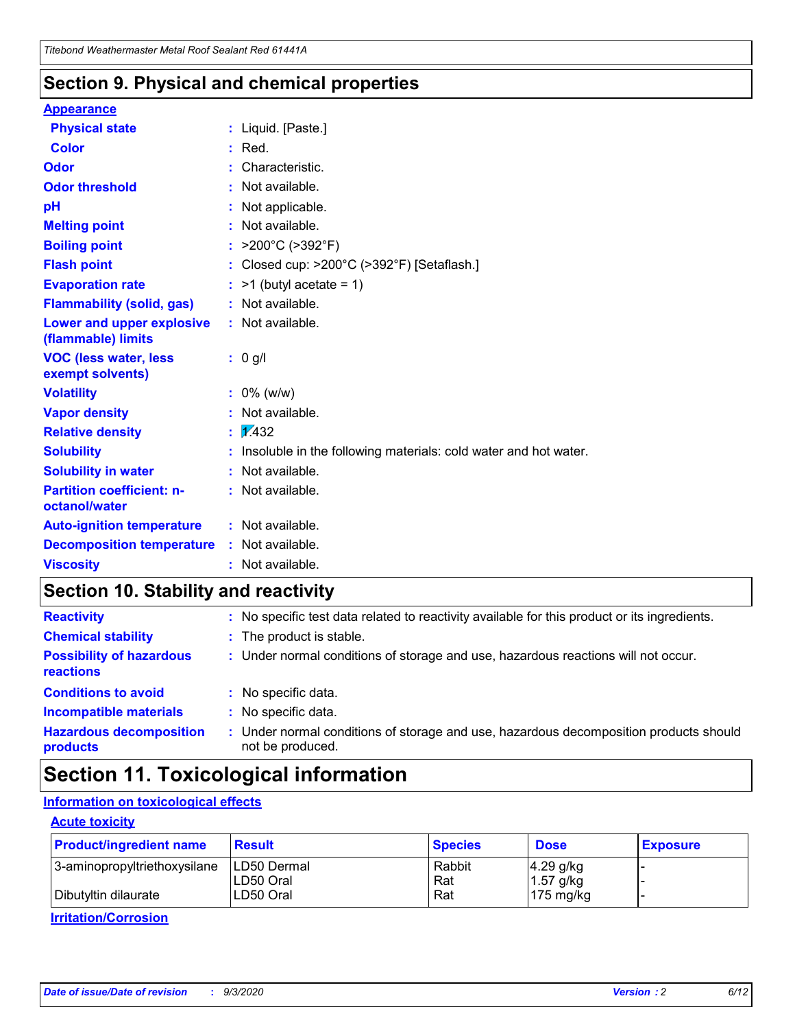## Section 9. Physical and chemical properties

**Appearance**

| | |
|---|---|
| **Physical state** | : Liquid. [Paste.] |
| **Color** | : Red. |
| **Odor** | : Characteristic. |
| **Odor threshold** | : Not available. |
| **pH** | : Not applicable. |
| **Melting point** | : Not available. |
| **Boiling point** | : >200°C (>392°F) |
| **Flash point** | : Closed cup: >200°C (>392°F) [Setaflash.] |
| **Evaporation rate** | : >1 (butyl acetate = 1) |
| **Flammability (solid, gas)** | : Not available. |
| **Lower and upper explosive (flammable) limits** | : Not available. |
| **VOC (less water, less exempt solvents)** | : 0 g/l |
| **Volatility** | : 0% (w/w) |
| **Vapor density** | : Not available. |
| **Relative density** | : 1.432 |
| **Solubility** | : Insoluble in the following materials: cold water and hot water. |
| **Solubility in water** | : Not available. |
| **Partition coefficient: n-octanol/water** | : Not available. |
| **Auto-ignition temperature** | : Not available. |
| **Decomposition temperature** | : Not available. |
| **Viscosity** | : Not available. |

## Section 10. Stability and reactivity

| | |
|---|---|
| **Reactivity** | : No specific test data related to reactivity available for this product or its ingredients. |
| **Chemical stability** | : The product is stable. |
| **Possibility of hazardous reactions** | : Under normal conditions of storage and use, hazardous reactions will not occur. |
| **Conditions to avoid** | : No specific data. |
| **Incompatible materials** | : No specific data. |
| **Hazardous decomposition products** | : Under normal conditions of storage and use, hazardous decomposition products should not be produced. |

## Section 11. Toxicological information

**Information on toxicological effects**

**Acute toxicity**

| Product/ingredient name | Result | Species | Dose | Exposure |
|---|---|---|---|---|
| 3-aminopropyltriethoxysilane | LD50 Dermal | Rabbit | 4.29 g/kg | - |
| | LD50 Oral | Rat | 1.57 g/kg | - |
| Dibutyltin dilaurate | LD50 Oral | Rat | 175 mg/kg | - |

**Irritation/Corrosion**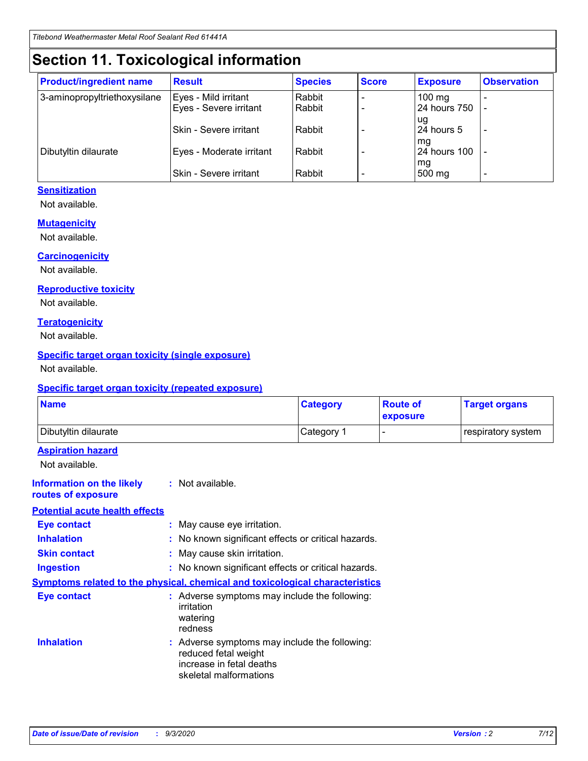# Section 11. Toxicological information

| Product/ingredient name | Result | Species | Score | Exposure | Observation |
|---|---|---|---|---|---|
| 3-aminopropyltriethoxysilane | Eyes - Mild irritant | Rabbit | - | 100 mg | - |
| | Eyes - Severe irritant | Rabbit | - | 24 hours 750 ug | - |
| | Skin - Severe irritant | Rabbit | - | 24 hours 5 mg | - |
| Dibutyltin dilaurate | Eyes - Moderate irritant | Rabbit | - | 24 hours 100 mg | - |
| | Skin - Severe irritant | Rabbit | - | 500 mg | - |

### Sensitization

Not available.

### Mutagenicity

Not available.

### Carcinogenicity

Not available.

### Reproductive toxicity

Not available.

### Teratogenicity

Not available.

### Specific target organ toxicity (single exposure)

Not available.

### Specific target organ toxicity (repeated exposure)

| Name | Category | Route of exposure | Target organs |
|---|---|---|---|
| Dibutyltin dilaurate | Category 1 | - | respiratory system |

### Aspiration hazard

Not available.

**Information on the likely routes of exposure** : Not available.

### Potential acute health effects

**Eye contact** : May cause eye irritation.

**Inhalation** : No known significant effects or critical hazards.

**Skin contact** : May cause skin irritation.

**Ingestion** : No known significant effects or critical hazards.

### Symptoms related to the physical, chemical and toxicological characteristics

**Eye contact** : Adverse symptoms may include the following:
irritation
watering
redness

**Inhalation** : Adverse symptoms may include the following:
reduced fetal weight
increase in fetal deaths
skeletal malformations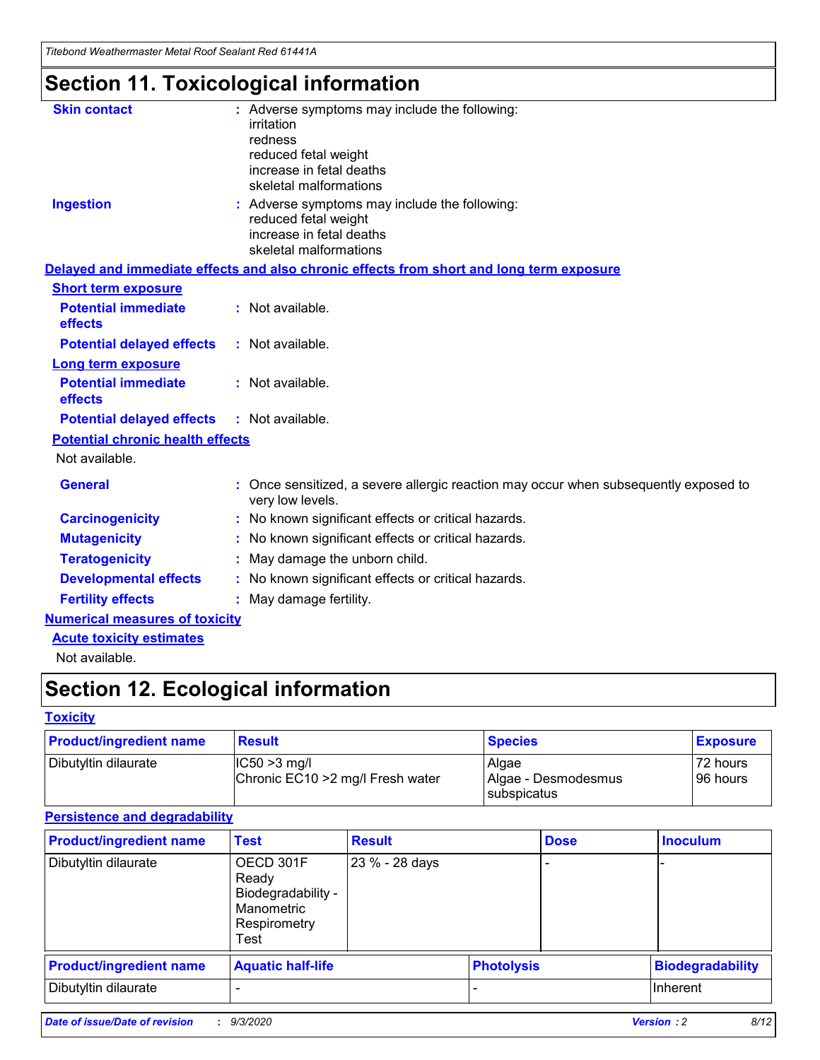# Section 11. Toxicological information

**Skin contact** : Adverse symptoms may include the following:
irritation
redness
reduced fetal weight
increase in fetal deaths
skeletal malformations

**Ingestion** : Adverse symptoms may include the following:
reduced fetal weight
increase in fetal deaths
skeletal malformations

**Delayed and immediate effects and also chronic effects from short and long term exposure**

**Short term exposure**

**Potential immediate effects** : Not available.

**Potential delayed effects** : Not available.

**Long term exposure**

**Potential immediate effects** : Not available.

**Potential delayed effects** : Not available.

**Potential chronic health effects**

Not available.

**General** : Once sensitized, a severe allergic reaction may occur when subsequently exposed to very low levels.

**Carcinogenicity** : No known significant effects or critical hazards.

**Mutagenicity** : No known significant effects or critical hazards.

**Teratogenicity** : May damage the unborn child.

**Developmental effects** : No known significant effects or critical hazards.

**Fertility effects** : May damage fertility.

**Numerical measures of toxicity**

**Acute toxicity estimates**

Not available.

# Section 12. Ecological information

**Toxicity**

| Product/ingredient name | Result | Species | Exposure |
|---|---|---|---|
| Dibutyltin dilaurate | IC50 >3 mg/l<br>Chronic EC10 >2 mg/l Fresh water | Algae<br>Algae - Desmodesmus subspicatus | 72 hours<br>96 hours |

**Persistence and degradability**

| Product/ingredient name | Test | Result | Dose | Inoculum |
|---|---|---|---|---|
| Dibutyltin dilaurate | OECD 301F Ready Biodegradability - Manometric Respirometry Test | 23 % - 28 days | - | - |

| Product/ingredient name | Aquatic half-life | Photolysis | Biodegradability |
|---|---|---|---|
| Dibutyltin dilaurate | - | - | Inherent |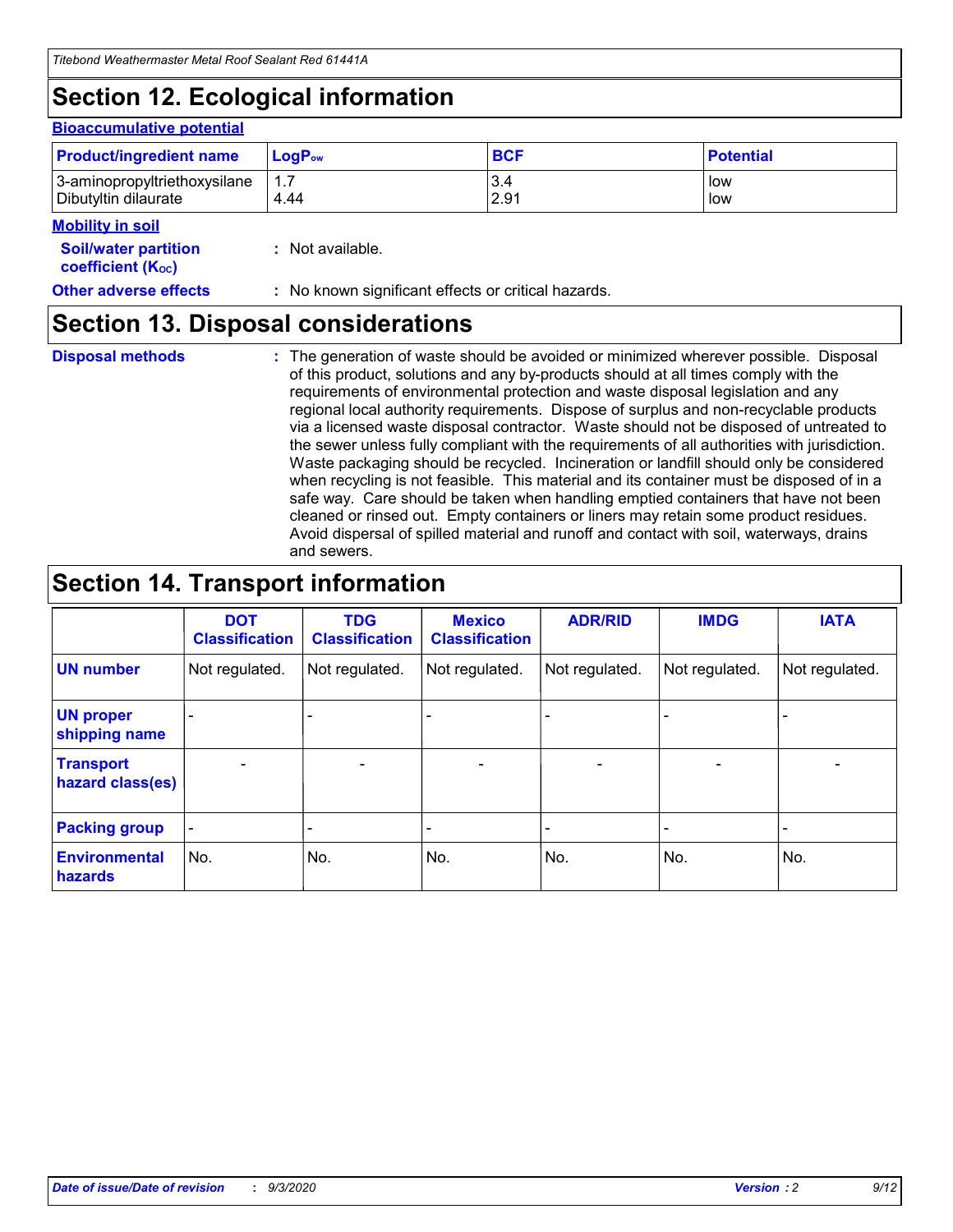# Section 12. Ecological information

### Bioaccumulative potential

| Product/ingredient name | $LogP_{ow}$ | BCF | Potential |
|---|---|---|---|
| 3-aminopropyltriethoxysilane<br>Dibutyltin dilaurate | 1.7<br>4.44 | 3.4<br>2.91 | low<br>low |

### Mobility in soil

**Soil/water partition coefficient ($K_{OC}$)** : Not available.

**Other adverse effects** : No known significant effects or critical hazards.

# Section 13. Disposal considerations

**Disposal methods** : The generation of waste should be avoided or minimized wherever possible. Disposal of this product, solutions and any by-products should at all times comply with the requirements of environmental protection and waste disposal legislation and any regional local authority requirements. Dispose of surplus and non-recyclable products via a licensed waste disposal contractor. Waste should not be disposed of untreated to the sewer unless fully compliant with the requirements of all authorities with jurisdiction. Waste packaging should be recycled. Incineration or landfill should only be considered when recycling is not feasible. This material and its container must be disposed of in a safe way. Care should be taken when handling emptied containers that have not been cleaned or rinsed out. Empty containers or liners may retain some product residues. Avoid dispersal of spilled material and runoff and contact with soil, waterways, drains and sewers.

# Section 14. Transport information

| | DOT Classification | TDG Classification | Mexico Classification | ADR/RID | IMDG | IATA |
|---|---|---|---|---|---|---|
| **UN number** | Not regulated. | Not regulated. | Not regulated. | Not regulated. | Not regulated. | Not regulated. |
| **UN proper shipping name** | - | - | - | - | - | - |
| **Transport hazard class(es)** | - | - | - | - | - | - |
| **Packing group** | - | - | - | - | - | - |
| **Environmental hazards** | No. | No. | No. | No. | No. | No. |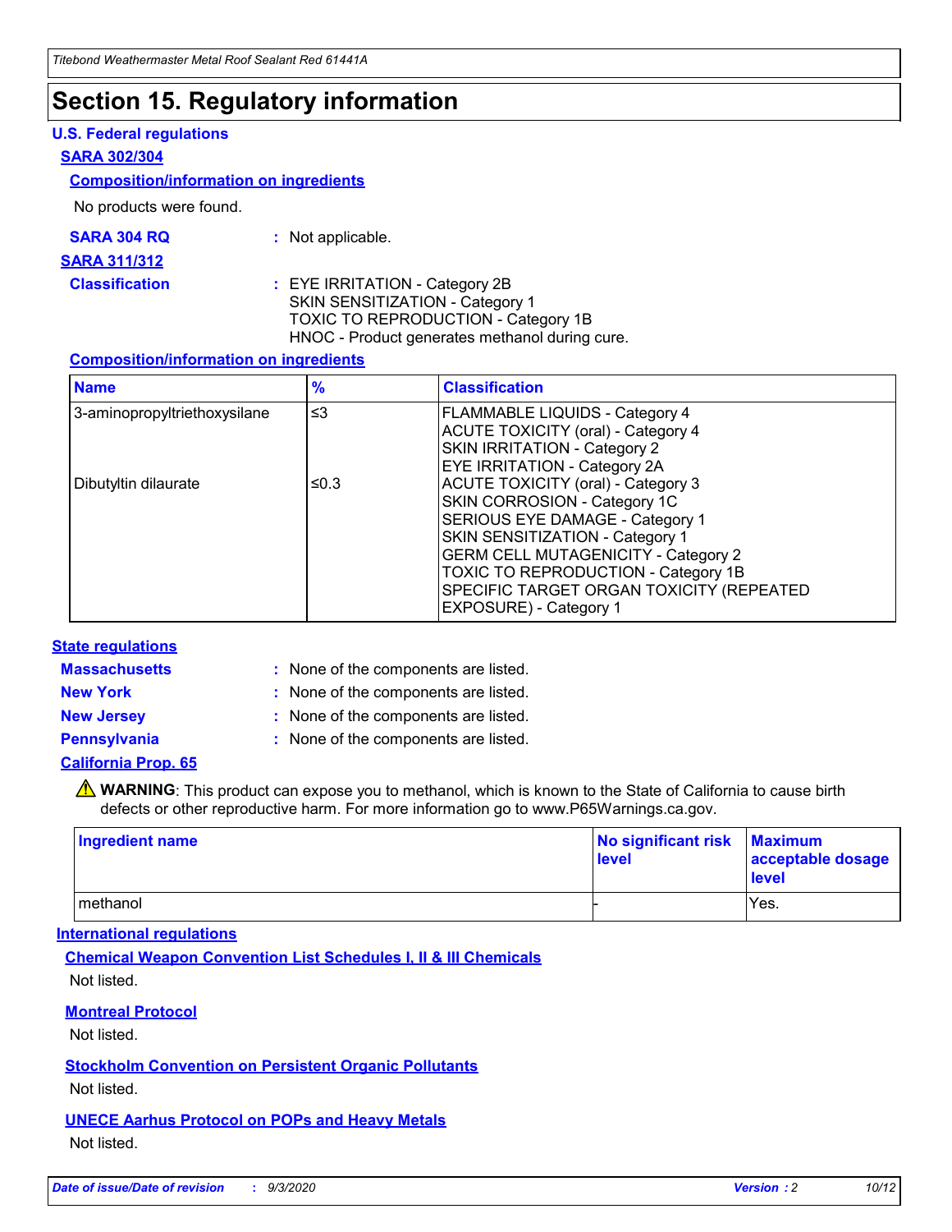# Section 15. Regulatory information

## U.S. Federal regulations

### SARA 302/304

#### Composition/information on ingredients

No products were found.

**SARA 304 RQ** : Not applicable.

### SARA 311/312

**Classification** : EYE IRRITATION - Category 2B
SKIN SENSITIZATION - Category 1
TOXIC TO REPRODUCTION - Category 1B
HNOC - Product generates methanol during cure.

#### Composition/information on ingredients

| Name | % | Classification |
| --- | --- | --- |
| 3-aminopropyltriethoxysilane | ≤3 | FLAMMABLE LIQUIDS - Category 4<br>ACUTE TOXICITY (oral) - Category 4<br>SKIN IRRITATION - Category 2<br>EYE IRRITATION - Category 2A |
| Dibutyltin dilaurate | ≤0.3 | ACUTE TOXICITY (oral) - Category 3<br>SKIN CORROSION - Category 1C<br>SERIOUS EYE DAMAGE - Category 1<br>SKIN SENSITIZATION - Category 1<br>GERM CELL MUTAGENICITY - Category 2<br>TOXIC TO REPRODUCTION - Category 1B<br>SPECIFIC TARGET ORGAN TOXICITY (REPEATED EXPOSURE) - Category 1 |

## State regulations

**Massachusetts** : None of the components are listed.

**New York** : None of the components are listed.

**New Jersey** : None of the components are listed.

**Pennsylvania** : None of the components are listed.

### California Prop. 65

⚠ **WARNING**: This product can expose you to methanol, which is known to the State of California to cause birth defects or other reproductive harm. For more information go to www.P65Warnings.ca.gov.

| Ingredient name | No significant risk level | Maximum acceptable dosage level |
| --- | --- | --- |
| methanol | - | Yes. |

## International regulations

### Chemical Weapon Convention List Schedules I, II & III Chemicals

Not listed.

### Montreal Protocol

Not listed.

### Stockholm Convention on Persistent Organic Pollutants

Not listed.

### UNECE Aarhus Protocol on POPs and Heavy Metals

Not listed.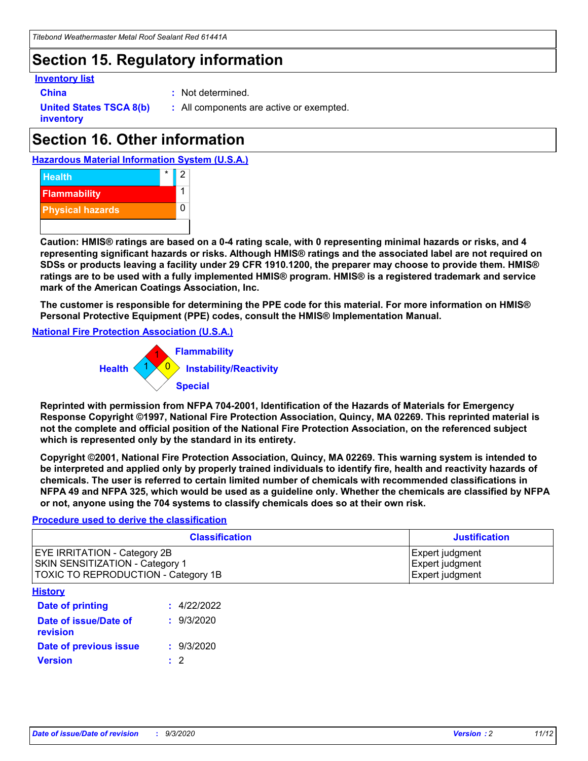# Section 15. Regulatory information

**Inventory list**

**China** : Not determined.

**United States TSCA 8(b) inventory** : All components are active or exempted.

# Section 16. Other information

**Hazardous Material Information System (U.S.A.)**

| | | |
|---|---|---|
| Health | * | 2 |
| Flammability | | 1 |
| Physical hazards | | 0 |

**Caution: HMIS® ratings are based on a 0-4 rating scale, with 0 representing minimal hazards or risks, and 4 representing significant hazards or risks. Although HMIS® ratings and the associated label are not required on SDSs or products leaving a facility under 29 CFR 1910.1200, the preparer may choose to provide them. HMIS® ratings are to be used with a fully implemented HMIS® program. HMIS® is a registered trademark and service mark of the American Coatings Association, Inc.**

**The customer is responsible for determining the PPE code for this material. For more information on HMIS® Personal Protective Equipment (PPE) codes, consult the HMIS® Implementation Manual.**

**National Fire Protection Association (U.S.A.)**

Flammability: 1
Health: 1
Instability/Reactivity: 0
Special

**Reprinted with permission from NFPA 704-2001, Identification of the Hazards of Materials for Emergency Response Copyright ©1997, National Fire Protection Association, Quincy, MA 02269. This reprinted material is not the complete and official position of the National Fire Protection Association, on the referenced subject which is represented only by the standard in its entirety.**

**Copyright ©2001, National Fire Protection Association, Quincy, MA 02269. This warning system is intended to be interpreted and applied only by properly trained individuals to identify fire, health and reactivity hazards of chemicals. The user is referred to certain limited number of chemicals with recommended classifications in NFPA 49 and NFPA 325, which would be used as a guideline only. Whether the chemicals are classified by NFPA or not, anyone using the 704 systems to classify chemicals does so at their own risk.**

**Procedure used to derive the classification**

| Classification | Justification |
|---|---|
| EYE IRRITATION - Category 2B<br>SKIN SENSITIZATION - Category 1<br>TOXIC TO REPRODUCTION - Category 1B | Expert judgment<br>Expert judgment<br>Expert judgment |

**History**

**Date of printing** : 4/22/2022

**Date of issue/Date of revision** : 9/3/2020

**Date of previous issue** : 9/3/2020

**Version** : 2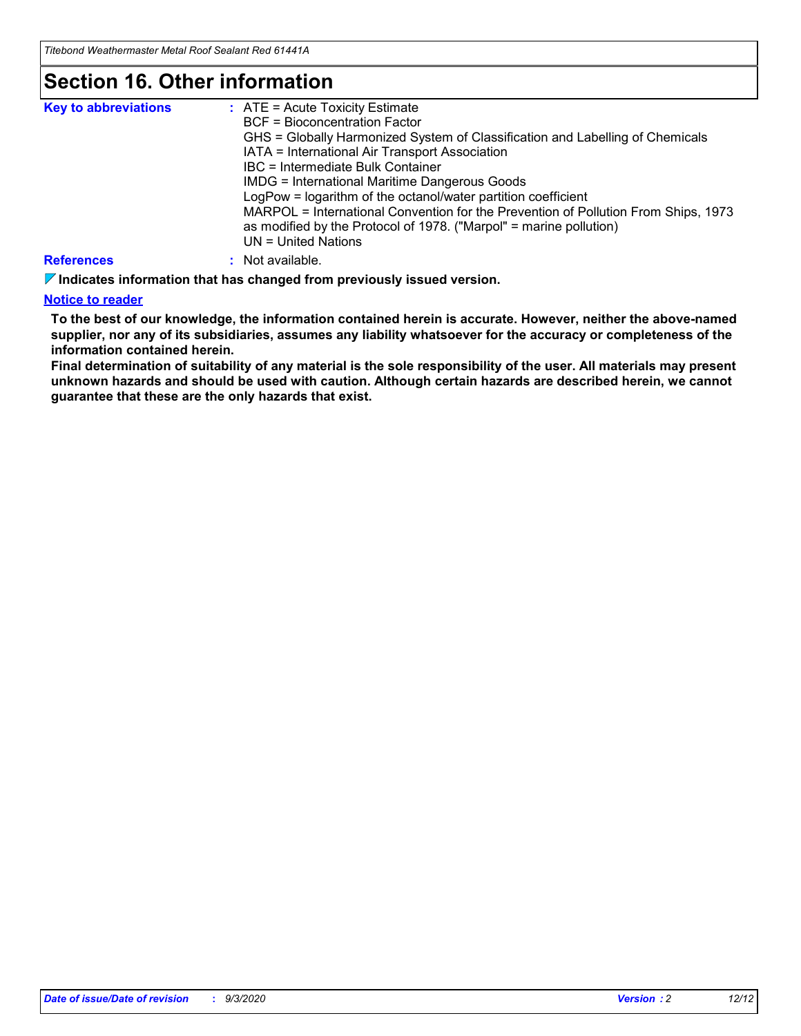# Section 16. Other information

**Key to abbreviations** : ATE = Acute Toxicity Estimate
BCF = Bioconcentration Factor
GHS = Globally Harmonized System of Classification and Labelling of Chemicals
IATA = International Air Transport Association
IBC = Intermediate Bulk Container
IMDG = International Maritime Dangerous Goods
LogPow = logarithm of the octanol/water partition coefficient
MARPOL = International Convention for the Prevention of Pollution From Ships, 1973 as modified by the Protocol of 1978. ("Marpol" = marine pollution)
UN = United Nations

**References** : Not available.

**Indicates information that has changed from previously issued version.**

**Notice to reader**

**To the best of our knowledge, the information contained herein is accurate. However, neither the above-named supplier, nor any of its subsidiaries, assumes any liability whatsoever for the accuracy or completeness of the information contained herein.**

**Final determination of suitability of any material is the sole responsibility of the user. All materials may present unknown hazards and should be used with caution. Although certain hazards are described herein, we cannot guarantee that these are the only hazards that exist.**